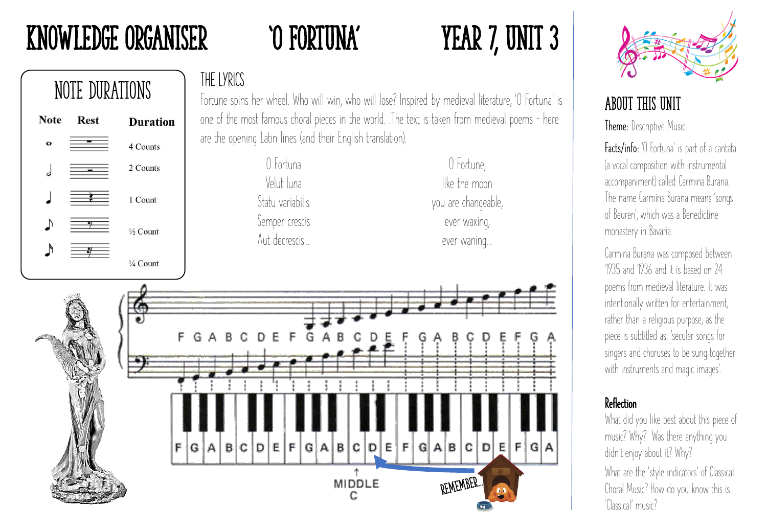# KNOWLEDGE ORGANISER — 'O FORTUNA' — YEAR 7, UNIT 3

## NOTE DURATIONS

| Note | Rest | Duration |
|---|---|---|
| Semibreve | Semibreve rest | 4 Counts |
| Minim | Minim rest | 2 Counts |
| Crotchet | Crotchet rest | 1 Count |
| Quaver | Quaver rest | ½ Count |
| Semiquaver | Semiquaver rest | ¼ Count |

## THE LYRICS

Fortune spins her wheel. Who will win, who will lose? Inspired by medieval literature, 'O Fortuna' is one of the most famous choral pieces in the world. .The text is taken from medieval poems - here are the opening Latin lines (and their English translation).

| Latin | English |
|---|---|
| O Fortuna | O Fortune, |
| Velut luna | like the moon |
| Statu variabilis | you are changeable, |
| Semper crescis | ever waxing, |
| Aut decrescis... | ever waning... |

F G A B C D E F G A B C D E F G A B C D E F G A

F G A B C D E F G A B C D E F G A B C D E F G A

MIDDLE C

REMEMBER...

## ABOUT THIS UNIT

**Theme:** Descriptive Music

**Facts/info:** 'O Fortuna' is part of a cantata (a vocal composition with instrumental accompaniment) called Carmina Burana. The name Carmina Burana means 'songs of Beuren', which was a Benedictine monastery in Bavaria.

Carmina Burana was composed between 1935 and 1936 and it is based on 24 poems from medieval literature. It was intentionally written for entertainment, rather than a religious purpose, as the piece is subtitled as: 'secular songs for singers and choruses to be sung together with instruments and magic images'.

### Reflection

What did you like best about this piece of music? Why? Was there anything you didn't enjoy about it? Why?

What are the 'style indicators' of Classical Choral Music? How do you know this is 'Classical' music?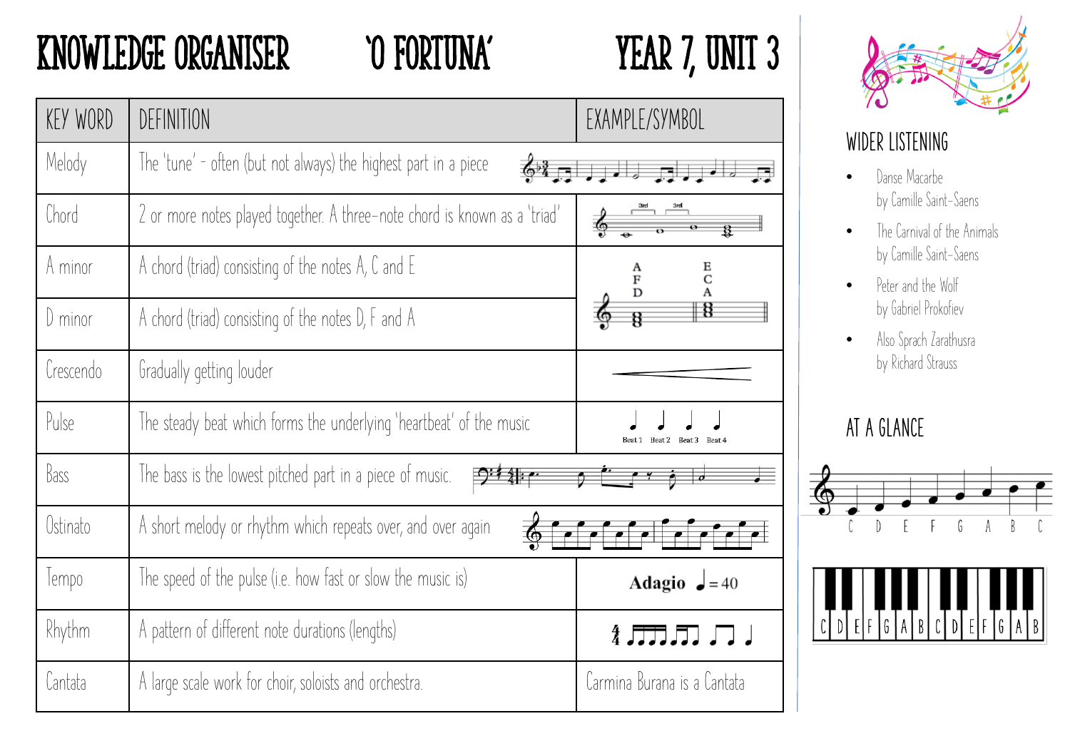# KNOWLEDGE ORGANISER 'O FORTUNA' YEAR 7, UNIT 3

| KEY WORD | DEFINITION | EXAMPLE/SYMBOL |
| --- | --- | --- |
| Melody | The 'tune' – often (but not always) the highest part in a piece | |
| Chord | 2 or more notes played together. A three-note chord is known as a 'triad' | 3rd 3rd |
| A minor | A chord (triad) consisting of the notes A, C and E | E C A |
| D minor | A chord (triad) consisting of the notes D, F and A | A F D |
| Crescendo | Gradually getting louder | |
| Pulse | The steady beat which forms the underlying 'heartbeat' of the music | Beat 1 Beat 2 Beat 3 Beat 4 |
| Bass | The bass is the lowest pitched part in a piece of music. | |
| Ostinato | A short melody or rhythm which repeats over, and over again | |
| Tempo | The speed of the pulse (i.e. how fast or slow the music is) | Adagio ♩ = 40 |
| Rhythm | A pattern of different note durations (lengths) | 4/4 |
| Cantata | A large scale work for choir, soloists and orchestra. | Carmina Burana is a Cantata |

## WIDER LISTENING

- Danse Macarbe by Camille Saint-Saens
- The Carnival of the Animals by Camille Saint-Saens
- Peter and the Wolf by Gabriel Prokofiev
- Also Sprach Zarathusra by Richard Strauss

## AT A GLANCE

C D E F G A B C

C D E F G A B C D E F G A B